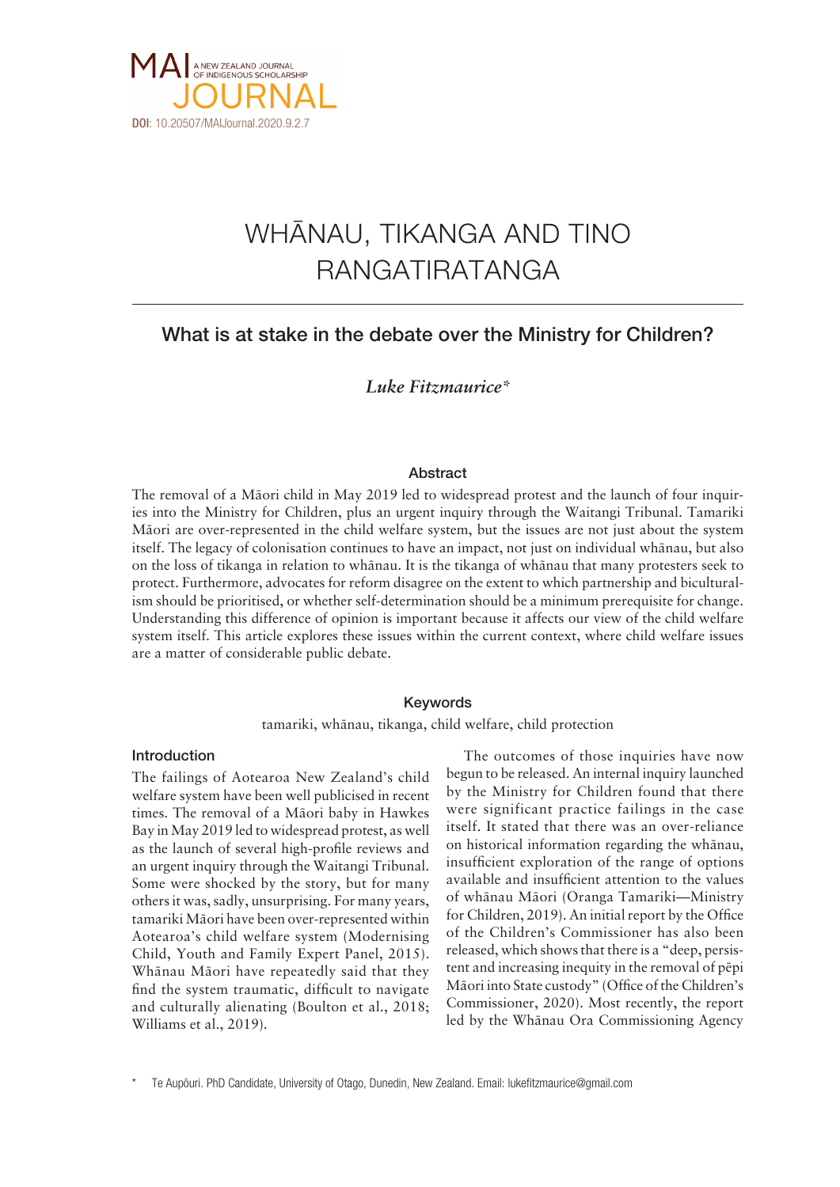MAI JOURNAL

A NEW ZEALAND JOURNAL OF INDIGENOUS SCHOLARSHIP

**DOI**: 10.20507/MAIJournal.2020.9.2.7

# WHĀNAU, TIKANGA AND TINO RANGATIRATANGA

## What is at stake in the debate over the Ministry for Children?

*Luke Fitzmaurice**

### Abstract

The removal of a Māori child in May 2019 led to widespread protest and the launch of four inquiries into the Ministry for Children, plus an urgent inquiry through the Waitangi Tribunal. Tamariki Māori are over-represented in the child welfare system, but the issues are not just about the system itself. The legacy of colonisation continues to have an impact, not just on individual whānau, but also on the loss of tikanga in relation to whānau. It is the tikanga of whānau that many protesters seek to protect. Furthermore, advocates for reform disagree on the extent to which partnership and biculturalism should be prioritised, or whether self-determination should be a minimum prerequisite for change. Understanding this difference of opinion is important because it affects our view of the child welfare system itself. This article explores these issues within the current context, where child welfare issues are a matter of considerable public debate.

### Keywords

tamariki, whānau, tikanga, child welfare, child protection

### Introduction

The failings of Aotearoa New Zealand's child welfare system have been well publicised in recent times. The removal of a Māori baby in Hawkes Bay in May 2019 led to widespread protest, as well as the launch of several high-profile reviews and an urgent inquiry through the Waitangi Tribunal. Some were shocked by the story, but for many others it was, sadly, unsurprising. For many years, tamariki Māori have been over-represented within Aotearoa's child welfare system (Modernising Child, Youth and Family Expert Panel, 2015). Whānau Māori have repeatedly said that they find the system traumatic, difficult to navigate and culturally alienating (Boulton et al., 2018; Williams et al., 2019).

The outcomes of those inquiries have now begun to be released. An internal inquiry launched by the Ministry for Children found that there were significant practice failings in the case itself. It stated that there was an over-reliance on historical information regarding the whānau, insufficient exploration of the range of options available and insufficient attention to the values of whānau Māori (Oranga Tamariki—Ministry for Children, 2019). An initial report by the Office of the Children's Commissioner has also been released, which shows that there is a "deep, persistent and increasing inequity in the removal of pēpi Māori into State custody" (Office of the Children's Commissioner, 2020). Most recently, the report led by the Whānau Ora Commissioning Agency

\* Te Aupōuri. PhD Candidate, University of Otago, Dunedin, New Zealand. Email: lukefitzmaurice@gmail.com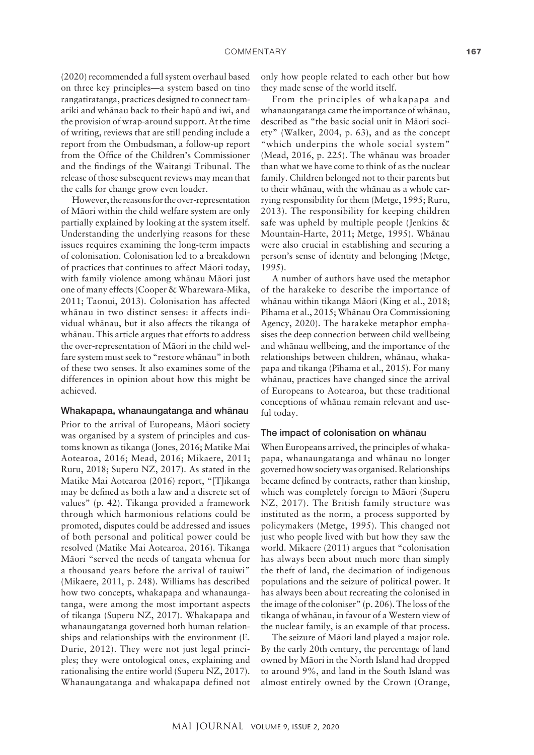(2020) recommended a full system overhaul based on three key principles—a system based on tino rangatiratanga, practices designed to connect tamariki and whānau back to their hapū and iwi, and the provision of wrap-around support. At the time of writing, reviews that are still pending include a report from the Ombudsman, a follow-up report from the Office of the Children's Commissioner and the findings of the Waitangi Tribunal. The release of those subsequent reviews may mean that the calls for change grow even louder.

However, the reasons for the over-representation of Māori within the child welfare system are only partially explained by looking at the system itself. Understanding the underlying reasons for these issues requires examining the long-term impacts of colonisation. Colonisation led to a breakdown of practices that continues to affect Māori today, with family violence among whānau Māori just one of many effects (Cooper & Wharewera-Mika, 2011; Taonui, 2013). Colonisation has affected whānau in two distinct senses: it affects individual whānau, but it also affects the tikanga of whānau. This article argues that efforts to address the over-representation of Māori in the child welfare system must seek to "restore whānau" in both of these two senses. It also examines some of the differences in opinion about how this might be achieved.

### Whakapapa, whanaungatanga and whānau

Prior to the arrival of Europeans, Māori society was organised by a system of principles and customs known as tikanga (Jones, 2016; Matike Mai Aotearoa, 2016; Mead, 2016; Mikaere, 2011; Ruru, 2018; Superu NZ, 2017). As stated in the Matike Mai Aotearoa (2016) report, "[T]ikanga may be defined as both a law and a discrete set of values" (p. 42). Tikanga provided a framework through which harmonious relations could be promoted, disputes could be addressed and issues of both personal and political power could be resolved (Matike Mai Aotearoa, 2016). Tikanga Māori "served the needs of tangata whenua for a thousand years before the arrival of tauiwi" (Mikaere, 2011, p. 248). Williams has described how two concepts, whakapapa and whanaungatanga, were among the most important aspects of tikanga (Superu NZ, 2017). Whakapapa and whanaungatanga governed both human relationships and relationships with the environment (E. Durie, 2012). They were not just legal principles; they were ontological ones, explaining and rationalising the entire world (Superu NZ, 2017). Whanaungatanga and whakapapa defined not only how people related to each other but how they made sense of the world itself.

From the principles of whakapapa and whanaungatanga came the importance of whānau, described as "the basic social unit in Māori society" (Walker, 2004, p. 63), and as the concept "which underpins the whole social system" (Mead, 2016, p. 225). The whānau was broader than what we have come to think of as the nuclear family. Children belonged not to their parents but to their whānau, with the whānau as a whole carrying responsibility for them (Metge, 1995; Ruru, 2013). The responsibility for keeping children safe was upheld by multiple people (Jenkins & Mountain-Harte, 2011; Metge, 1995). Whānau were also crucial in establishing and securing a person's sense of identity and belonging (Metge, 1995).

A number of authors have used the metaphor of the harakeke to describe the importance of whānau within tikanga Māori (King et al., 2018; Pihama et al., 2015; Whānau Ora Commissioning Agency, 2020). The harakeke metaphor emphasises the deep connection between child wellbeing and whānau wellbeing, and the importance of the relationships between children, whānau, whakapapa and tikanga (Pīhama et al., 2015). For many whānau, practices have changed since the arrival of Europeans to Aotearoa, but these traditional conceptions of whānau remain relevant and useful today.

### The impact of colonisation on whānau

When Europeans arrived, the principles of whakapapa, whanaungatanga and whānau no longer governed how society was organised. Relationships became defined by contracts, rather than kinship, which was completely foreign to Māori (Superu NZ, 2017). The British family structure was instituted as the norm, a process supported by policymakers (Metge, 1995). This changed not just who people lived with but how they saw the world. Mikaere (2011) argues that "colonisation has always been about much more than simply the theft of land, the decimation of indigenous populations and the seizure of political power. It has always been about recreating the colonised in the image of the coloniser" (p. 206). The loss of the tikanga of whānau, in favour of a Western view of the nuclear family, is an example of that process.

The seizure of Māori land played a major role. By the early 20th century, the percentage of land owned by Māori in the North Island had dropped to around 9%, and land in the South Island was almost entirely owned by the Crown (Orange,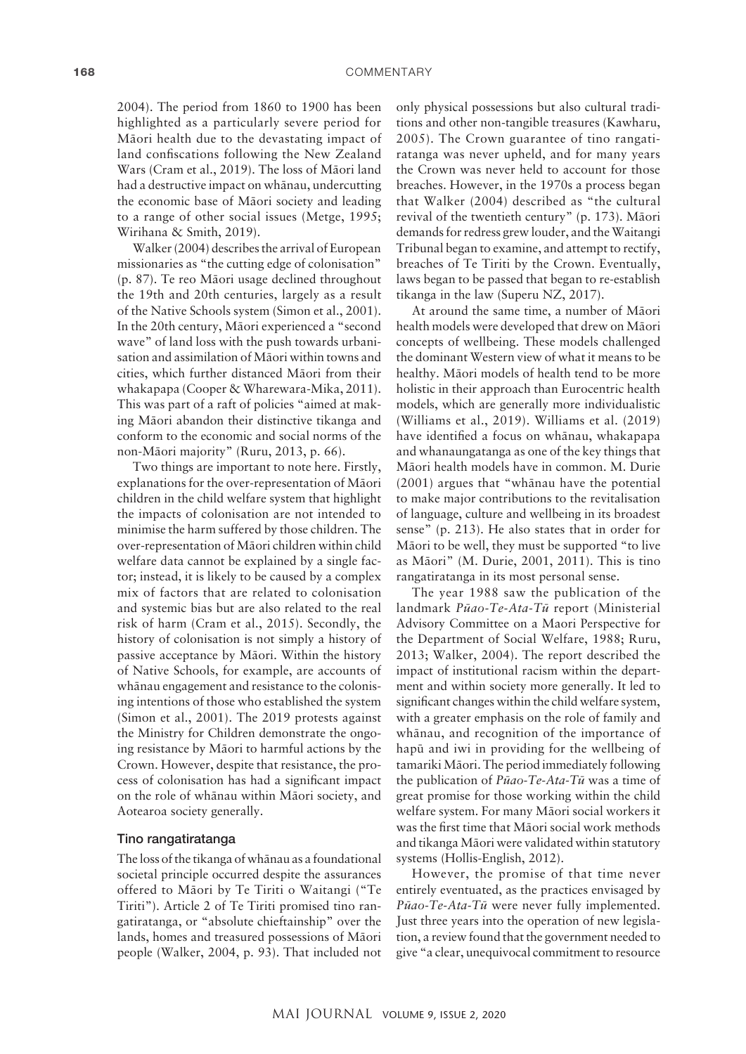2004). The period from 1860 to 1900 has been highlighted as a particularly severe period for Māori health due to the devastating impact of land confiscations following the New Zealand Wars (Cram et al., 2019). The loss of Māori land had a destructive impact on whānau, undercutting the economic base of Māori society and leading to a range of other social issues (Metge, 1995; Wirihana & Smith, 2019).

Walker (2004) describes the arrival of European missionaries as "the cutting edge of colonisation" (p. 87). Te reo Māori usage declined throughout the 19th and 20th centuries, largely as a result of the Native Schools system (Simon et al., 2001). In the 20th century, Māori experienced a "second wave" of land loss with the push towards urbanisation and assimilation of Māori within towns and cities, which further distanced Māori from their whakapapa (Cooper & Wharewara-Mika, 2011). This was part of a raft of policies "aimed at making Māori abandon their distinctive tikanga and conform to the economic and social norms of the non-Māori majority" (Ruru, 2013, p. 66).

Two things are important to note here. Firstly, explanations for the over-representation of Māori children in the child welfare system that highlight the impacts of colonisation are not intended to minimise the harm suffered by those children. The over-representation of Māori children within child welfare data cannot be explained by a single factor; instead, it is likely to be caused by a complex mix of factors that are related to colonisation and systemic bias but are also related to the real risk of harm (Cram et al., 2015). Secondly, the history of colonisation is not simply a history of passive acceptance by Māori. Within the history of Native Schools, for example, are accounts of whānau engagement and resistance to the colonising intentions of those who established the system (Simon et al., 2001). The 2019 protests against the Ministry for Children demonstrate the ongoing resistance by Māori to harmful actions by the Crown. However, despite that resistance, the process of colonisation has had a significant impact on the role of whānau within Māori society, and Aotearoa society generally.

### Tino rangatiratanga

The loss of the tikanga of whānau as a foundational societal principle occurred despite the assurances offered to Māori by Te Tiriti o Waitangi ("Te Tiriti"). Article 2 of Te Tiriti promised tino rangatiratanga, or "absolute chieftainship" over the lands, homes and treasured possessions of Māori people (Walker, 2004, p. 93). That included not only physical possessions but also cultural traditions and other non-tangible treasures (Kawharu, 2005). The Crown guarantee of tino rangatiratanga was never upheld, and for many years the Crown was never held to account for those breaches. However, in the 1970s a process began that Walker (2004) described as "the cultural revival of the twentieth century" (p. 173). Māori demands for redress grew louder, and the Waitangi Tribunal began to examine, and attempt to rectify, breaches of Te Tiriti by the Crown. Eventually, laws began to be passed that began to re-establish tikanga in the law (Superu NZ, 2017).

At around the same time, a number of Māori health models were developed that drew on Māori concepts of wellbeing. These models challenged the dominant Western view of what it means to be healthy. Māori models of health tend to be more holistic in their approach than Eurocentric health models, which are generally more individualistic (Williams et al., 2019). Williams et al. (2019) have identified a focus on whānau, whakapapa and whanaungatanga as one of the key things that Māori health models have in common. M. Durie (2001) argues that "whānau have the potential to make major contributions to the revitalisation of language, culture and wellbeing in its broadest sense" (p. 213). He also states that in order for Māori to be well, they must be supported "to live as Māori" (M. Durie, 2001, 2011). This is tino rangatiratanga in its most personal sense.

The year 1988 saw the publication of the landmark *Pūao-Te-Ata-Tū* report (Ministerial Advisory Committee on a Maori Perspective for the Department of Social Welfare, 1988; Ruru, 2013; Walker, 2004). The report described the impact of institutional racism within the department and within society more generally. It led to significant changes within the child welfare system, with a greater emphasis on the role of family and whānau, and recognition of the importance of hapū and iwi in providing for the wellbeing of tamariki Māori. The period immediately following the publication of *Pūao-Te-Ata-Tū* was a time of great promise for those working within the child welfare system. For many Māori social workers it was the first time that Māori social work methods and tikanga Māori were validated within statutory systems (Hollis-English, 2012).

However, the promise of that time never entirely eventuated, as the practices envisaged by *Pūao-Te-Ata-Tū* were never fully implemented. Just three years into the operation of new legislation, a review found that the government needed to give "a clear, unequivocal commitment to resource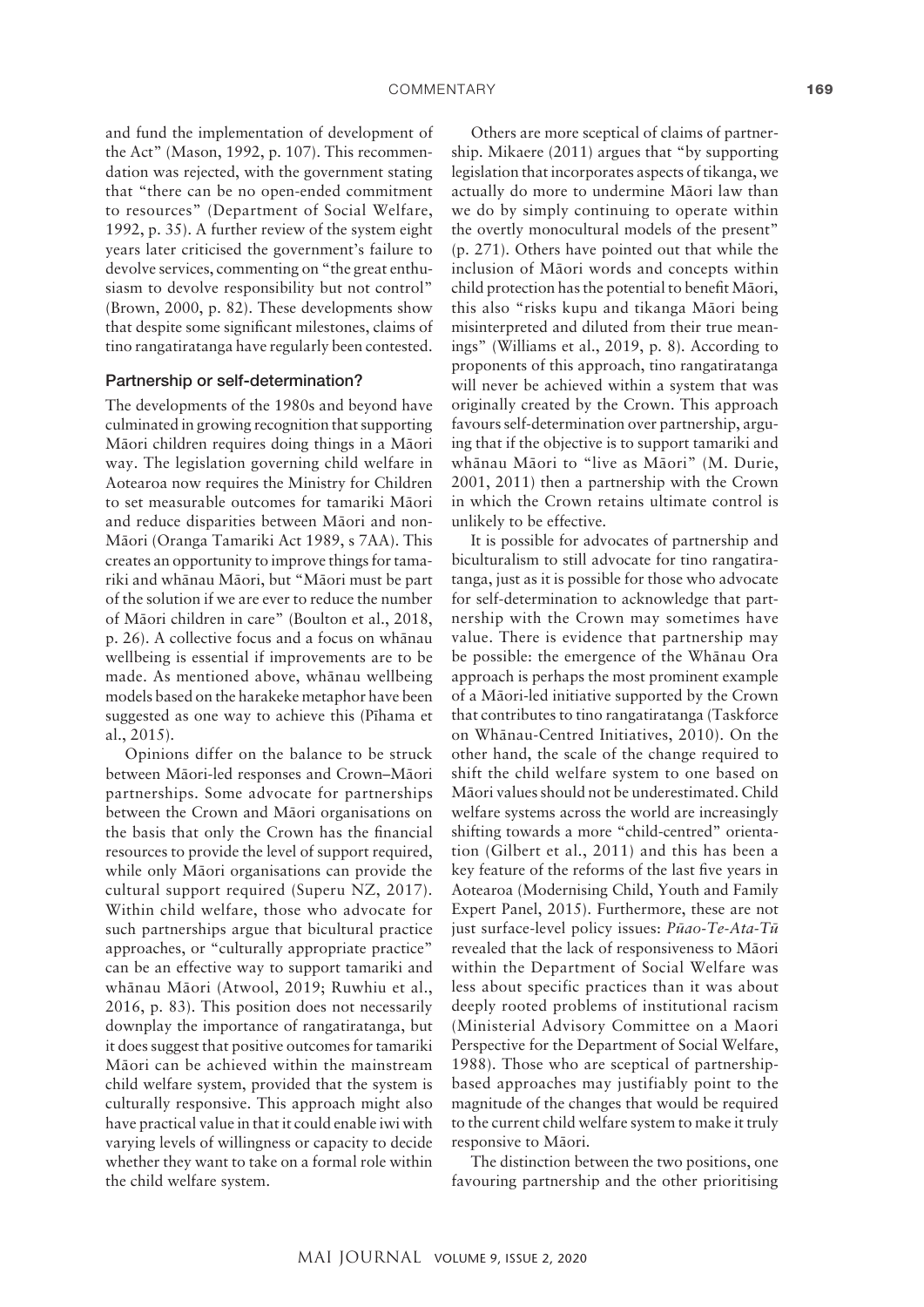and fund the implementation of development of the Act" (Mason, 1992, p. 107). This recommendation was rejected, with the government stating that "there can be no open-ended commitment to resources" (Department of Social Welfare, 1992, p. 35). A further review of the system eight years later criticised the government's failure to devolve services, commenting on "the great enthusiasm to devolve responsibility but not control" (Brown, 2000, p. 82). These developments show that despite some significant milestones, claims of tino rangatiratanga have regularly been contested.

## Partnership or self-determination?

The developments of the 1980s and beyond have culminated in growing recognition that supporting Māori children requires doing things in a Māori way. The legislation governing child welfare in Aotearoa now requires the Ministry for Children to set measurable outcomes for tamariki Māori and reduce disparities between Māori and non-Māori (Oranga Tamariki Act 1989, s 7AA). This creates an opportunity to improve things for tamariki and whānau Māori, but "Māori must be part of the solution if we are ever to reduce the number of Māori children in care" (Boulton et al., 2018, p. 26). A collective focus and a focus on whānau wellbeing is essential if improvements are to be made. As mentioned above, whānau wellbeing models based on the harakeke metaphor have been suggested as one way to achieve this (Pīhama et al., 2015).

Opinions differ on the balance to be struck between Māori-led responses and Crown–Māori partnerships. Some advocate for partnerships between the Crown and Māori organisations on the basis that only the Crown has the financial resources to provide the level of support required, while only Māori organisations can provide the cultural support required (Superu NZ, 2017). Within child welfare, those who advocate for such partnerships argue that bicultural practice approaches, or "culturally appropriate practice" can be an effective way to support tamariki and whānau Māori (Atwool, 2019; Ruwhiu et al., 2016, p. 83). This position does not necessarily downplay the importance of rangatiratanga, but it does suggest that positive outcomes for tamariki Māori can be achieved within the mainstream child welfare system, provided that the system is culturally responsive. This approach might also have practical value in that it could enable iwi with varying levels of willingness or capacity to decide whether they want to take on a formal role within the child welfare system.

Others are more sceptical of claims of partnership. Mikaere (2011) argues that "by supporting legislation that incorporates aspects of tikanga, we actually do more to undermine Māori law than we do by simply continuing to operate within the overtly monocultural models of the present" (p. 271). Others have pointed out that while the inclusion of Māori words and concepts within child protection has the potential to benefit Māori, this also "risks kupu and tikanga Māori being misinterpreted and diluted from their true meanings" (Williams et al., 2019, p. 8). According to proponents of this approach, tino rangatiratanga will never be achieved within a system that was originally created by the Crown. This approach favours self-determination over partnership, arguing that if the objective is to support tamariki and whānau Māori to "live as Māori" (M. Durie, 2001, 2011) then a partnership with the Crown in which the Crown retains ultimate control is unlikely to be effective.

It is possible for advocates of partnership and biculturalism to still advocate for tino rangatiratanga, just as it is possible for those who advocate for self-determination to acknowledge that partnership with the Crown may sometimes have value. There is evidence that partnership may be possible: the emergence of the Whānau Ora approach is perhaps the most prominent example of a Māori-led initiative supported by the Crown that contributes to tino rangatiratanga (Taskforce on Whānau-Centred Initiatives, 2010). On the other hand, the scale of the change required to shift the child welfare system to one based on Māori values should not be underestimated. Child welfare systems across the world are increasingly shifting towards a more "child-centred" orientation (Gilbert et al., 2011) and this has been a key feature of the reforms of the last five years in Aotearoa (Modernising Child, Youth and Family Expert Panel, 2015). Furthermore, these are not just surface-level policy issues: *Pūao-Te-Ata-Tū* revealed that the lack of responsiveness to Māori within the Department of Social Welfare was less about specific practices than it was about deeply rooted problems of institutional racism (Ministerial Advisory Committee on a Maori Perspective for the Department of Social Welfare, 1988). Those who are sceptical of partnership-based approaches may justifiably point to the magnitude of the changes that would be required to the current child welfare system to make it truly responsive to Māori.

The distinction between the two positions, one favouring partnership and the other prioritising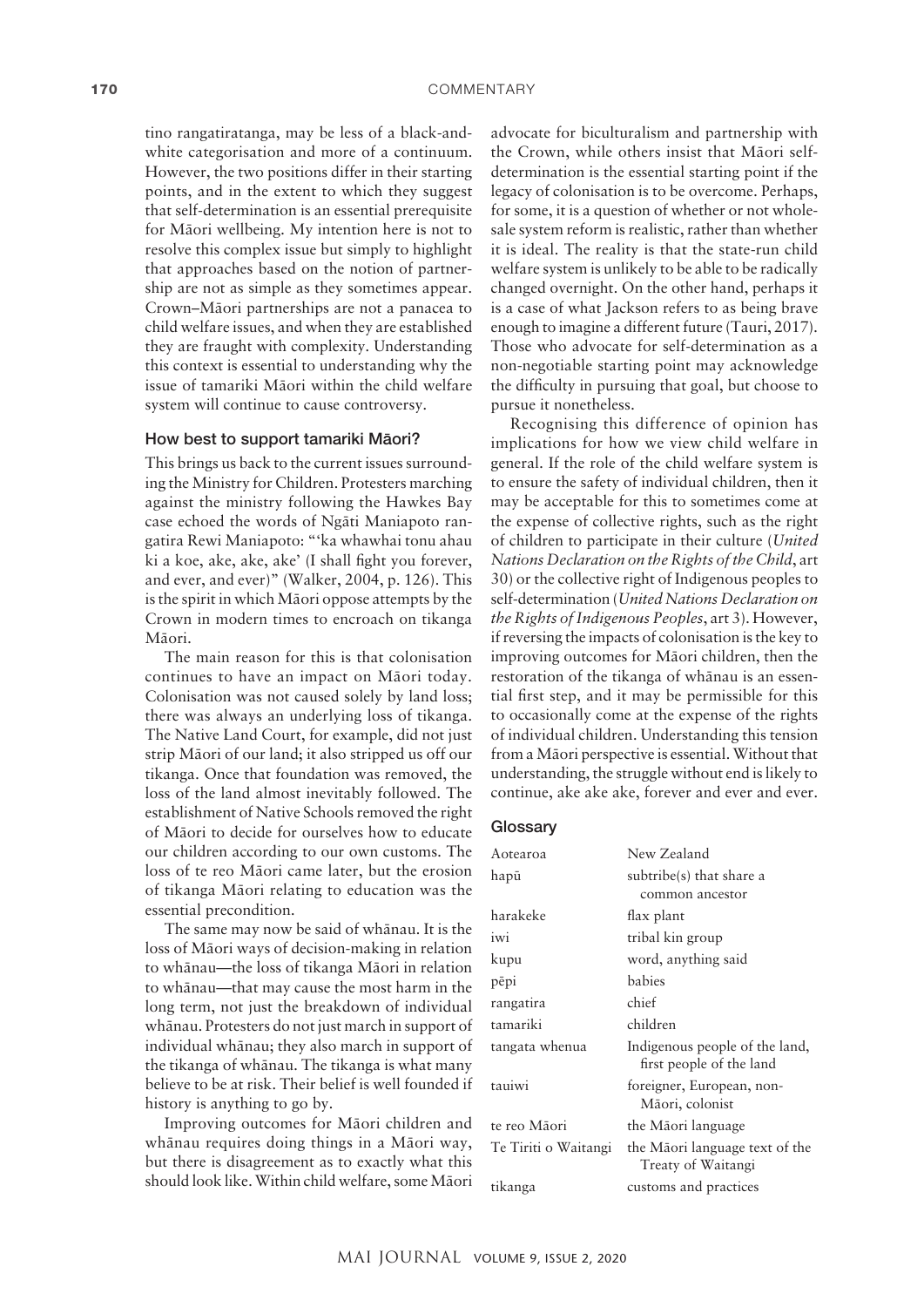tino rangatiratanga, may be less of a black-and-white categorisation and more of a continuum. However, the two positions differ in their starting points, and in the extent to which they suggest that self-determination is an essential prerequisite for Māori wellbeing. My intention here is not to resolve this complex issue but simply to highlight that approaches based on the notion of partnership are not as simple as they sometimes appear. Crown–Māori partnerships are not a panacea to child welfare issues, and when they are established they are fraught with complexity. Understanding this context is essential to understanding why the issue of tamariki Māori within the child welfare system will continue to cause controversy.

### How best to support tamariki Māori?

This brings us back to the current issues surrounding the Ministry for Children. Protesters marching against the ministry following the Hawkes Bay case echoed the words of Ngāti Maniapoto rangatira Rewi Maniapoto: "'ka whawhai tonu ahau ki a koe, ake, ake, ake' (I shall fight you forever, and ever, and ever)" (Walker, 2004, p. 126). This is the spirit in which Māori oppose attempts by the Crown in modern times to encroach on tikanga Māori.

The main reason for this is that colonisation continues to have an impact on Māori today. Colonisation was not caused solely by land loss; there was always an underlying loss of tikanga. The Native Land Court, for example, did not just strip Māori of our land; it also stripped us off our tikanga. Once that foundation was removed, the loss of the land almost inevitably followed. The establishment of Native Schools removed the right of Māori to decide for ourselves how to educate our children according to our own customs. The loss of te reo Māori came later, but the erosion of tikanga Māori relating to education was the essential precondition.

The same may now be said of whānau. It is the loss of Māori ways of decision-making in relation to whānau—the loss of tikanga Māori in relation to whānau—that may cause the most harm in the long term, not just the breakdown of individual whānau. Protesters do not just march in support of individual whānau; they also march in support of the tikanga of whānau. The tikanga is what many believe to be at risk. Their belief is well founded if history is anything to go by.

Improving outcomes for Māori children and whānau requires doing things in a Māori way, but there is disagreement as to exactly what this should look like. Within child welfare, some Māori advocate for biculturalism and partnership with the Crown, while others insist that Māori self-determination is the essential starting point if the legacy of colonisation is to be overcome. Perhaps, for some, it is a question of whether or not wholesale system reform is realistic, rather than whether it is ideal. The reality is that the state-run child welfare system is unlikely to be able to be radically changed overnight. On the other hand, perhaps it is a case of what Jackson refers to as being brave enough to imagine a different future (Tauri, 2017). Those who advocate for self-determination as a non-negotiable starting point may acknowledge the difficulty in pursuing that goal, but choose to pursue it nonetheless.

Recognising this difference of opinion has implications for how we view child welfare in general. If the role of the child welfare system is to ensure the safety of individual children, then it may be acceptable for this to sometimes come at the expense of collective rights, such as the right of children to participate in their culture (*United Nations Declaration on the Rights of the Child*, art 30) or the collective right of Indigenous peoples to self-determination (*United Nations Declaration on the Rights of Indigenous Peoples*, art 3). However, if reversing the impacts of colonisation is the key to improving outcomes for Māori children, then the restoration of the tikanga of whānau is an essential first step, and it may be permissible for this to occasionally come at the expense of the rights of individual children. Understanding this tension from a Māori perspective is essential. Without that understanding, the struggle without end is likely to continue, ake ake ake, forever and ever and ever.

### Glossary

| | |
|---|---|
| Aotearoa | New Zealand |
| hapū | subtribe(s) that share a common ancestor |
| harakeke | flax plant |
| iwi | tribal kin group |
| kupu | word, anything said |
| pēpi | babies |
| rangatira | chief |
| tamariki | children |
| tangata whenua | Indigenous people of the land, first people of the land |
| tauiwi | foreigner, European, non-Māori, colonist |
| te reo Māori | the Māori language |
| Te Tiriti o Waitangi | the Māori language text of the Treaty of Waitangi |
| tikanga | customs and practices |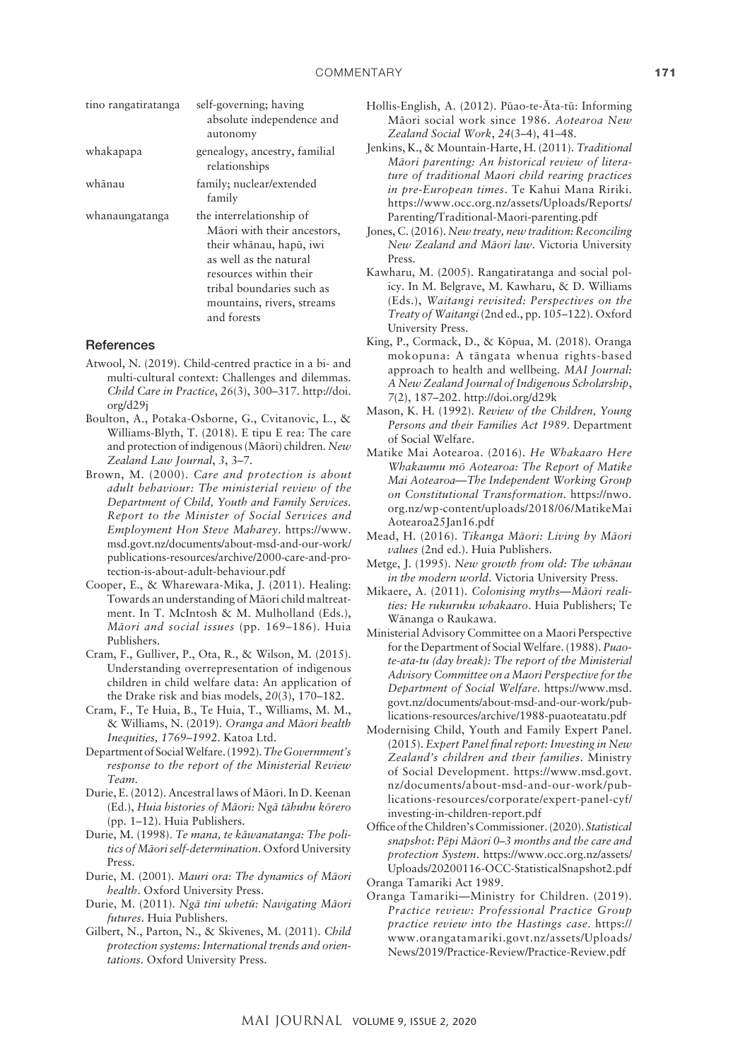| | |
|---|---|
| tino rangatiratanga | self-governing; having absolute independence and autonomy |
| whakapapa | genealogy, ancestry, familial relationships |
| whānau | family; nuclear/extended family |
| whanaungatanga | the interrelationship of Māori with their ancestors, their whānau, hapū, iwi as well as the natural resources within their tribal boundaries such as mountains, rivers, streams and forests |

## References

Atwool, N. (2019). Child-centred practice in a bi- and multi-cultural context: Challenges and dilemmas. *Child Care in Practice*, *26*(3), 300–317. http://doi.org/d29j

Boulton, A., Potaka-Osborne, G., Cvitanovic, L., & Williams-Blyth, T. (2018). E tipu E rea: The care and protection of indigenous (Māori) children. *New Zealand Law Journal*, *3*, 3–7.

Brown, M. (2000). *Care and protection is about adult behaviour: The ministerial review of the Department of Child, Youth and Family Services. Report to the Minister of Social Services and Employment Hon Steve Maharey*. https://www.msd.govt.nz/documents/about-msd-and-our-work/publications-resources/archive/2000-care-and-protection-is-about-adult-behaviour.pdf

Cooper, E., & Wharewara-Mika, J. (2011). Healing: Towards an understanding of Māori child maltreatment. In T. McIntosh & M. Mulholland (Eds.), *Māori and social issues* (pp. 169–186). Huia Publishers.

Cram, F., Gulliver, P., Ota, R., & Wilson, M. (2015). Understanding overrepresentation of indigenous children in child welfare data: An application of the Drake risk and bias models, *20*(3), 170–182.

Cram, F., Te Huia, B., Te Huia, T., Williams, M. M., & Williams, N. (2019). *Oranga and Māori health Inequities, 1769–1992*. Katoa Ltd.

Department of Social Welfare. (1992). *The Government's response to the report of the Ministerial Review Team*.

Durie, E. (2012). Ancestral laws of Māori. In D. Keenan (Ed.), *Huia histories of Māori: Ngā tāhuhu kōrero* (pp. 1–12). Huia Publishers.

Durie, M. (1998). *Te mana, te kāwanatanga: The politics of Māori self-determination*. Oxford University Press.

Durie, M. (2001). *Mauri ora: The dynamics of Māori health*. Oxford University Press.

Durie, M. (2011). *Ngā tini whetū: Navigating Māori futures*. Huia Publishers.

Gilbert, N., Parton, N., & Skivenes, M. (2011). *Child protection systems: International trends and orientations*. Oxford University Press.

Hollis-English, A. (2012). Pūao-te-Āta-tū: Informing Māori social work since 1986. *Aotearoa New Zealand Social Work*, *24*(3–4), 41–48.

Jenkins, K., & Mountain-Harte, H. (2011). *Traditional Māori parenting: An historical review of literature of traditional Maori child rearing practices in pre-European times*. Te Kahui Mana Ririki. https://www.occ.org.nz/assets/Uploads/Reports/Parenting/Traditional-Maori-parenting.pdf

Jones, C. (2016). *New treaty, new tradition: Reconciling New Zealand and Māori law*. Victoria University Press.

Kawharu, M. (2005). Rangatiratanga and social policy. In M. Belgrave, M. Kawharu, & D. Williams (Eds.), *Waitangi revisited: Perspectives on the Treaty of Waitangi* (2nd ed., pp. 105–122). Oxford University Press.

King, P., Cormack, D., & Kōpua, M. (2018). Oranga mokopuna: A tāngata whenua rights-based approach to health and wellbeing. *MAI Journal: A New Zealand Journal of Indigenous Scholarship*, *7*(2), 187–202. http://doi.org/d29k

Mason, K. H. (1992). *Review of the Children, Young Persons and their Families Act 1989*. Department of Social Welfare.

Matike Mai Aotearoa. (2016). *He Whakaaro Here Whakaumu mō Aotearoa: The Report of Matike Mai Aotearoa—The Independent Working Group on Constitutional Transformation*. https://nwo.org.nz/wp-content/uploads/2018/06/MatikeMaiAotearoa25Jan16.pdf

Mead, H. (2016). *Tikanga Māori: Living by Māori values* (2nd ed.). Huia Publishers.

Metge, J. (1995). *New growth from old: The whānau in the modern world*. Victoria University Press.

Mikaere, A. (2011). *Colonising myths—Māori realities: He rukuruku whakaaro*. Huia Publishers; Te Wānanga o Raukawa.

Ministerial Advisory Committee on a Maori Perspective for the Department of Social Welfare. (1988). *Puao-te-ata-tu (day break): The report of the Ministerial Advisory Committee on a Maori Perspective for the Department of Social Welfare*. https://www.msd.govt.nz/documents/about-msd-and-our-work/publications-resources/archive/1988-puaoteatatu.pdf

Modernising Child, Youth and Family Expert Panel. (2015). *Expert Panel final report: Investing in New Zealand's children and their families*. Ministry of Social Development. https://www.msd.govt.nz/documents/about-msd-and-our-work/publications-resources/corporate/expert-panel-cyf/investing-in-children-report.pdf

Office of the Children's Commissioner. (2020). *Statistical snapshot: Pēpi Māori 0–3 months and the care and protection System*. https://www.occ.org.nz/assets/Uploads/20200116-OCC-StatisticalSnapshot2.pdf

Oranga Tamariki Act 1989.

Oranga Tamariki—Ministry for Children. (2019). *Practice review: Professional Practice Group practice review into the Hastings case*. https://www.orangatamariki.govt.nz/assets/Uploads/News/2019/Practice-Review/Practice-Review.pdf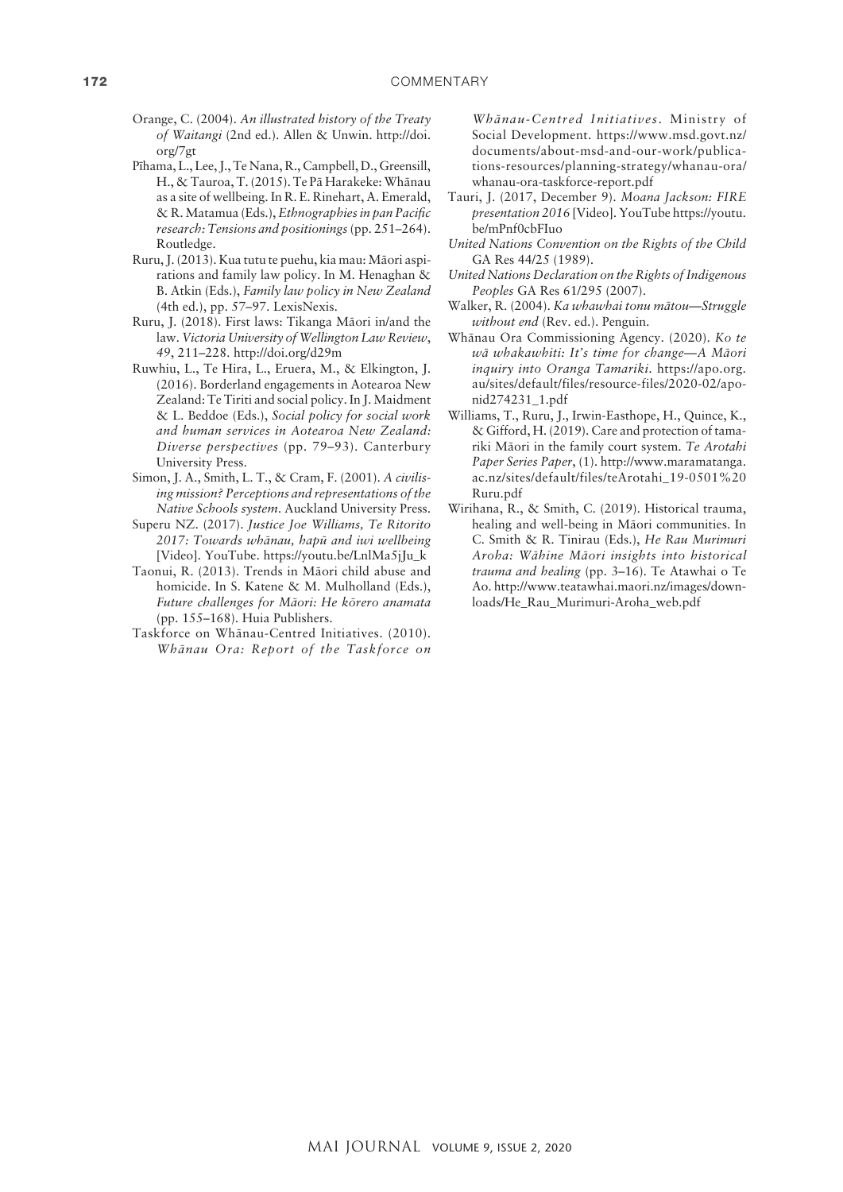Orange, C. (2004). *An illustrated history of the Treaty of Waitangi* (2nd ed.). Allen & Unwin. http://doi.org/7gt

Pīhama, L., Lee, J., Te Nana, R., Campbell, D., Greensill, H., & Tauroa, T. (2015). Te Pā Harakeke: Whānau as a site of wellbeing. In R. E. Rinehart, A. Emerald, & R. Matamua (Eds.), *Ethnographies in pan Pacific research: Tensions and positionings* (pp. 251–264). Routledge.

Ruru, J. (2013). Kua tutu te puehu, kia mau: Māori aspirations and family law policy. In M. Henaghan & B. Atkin (Eds.), *Family law policy in New Zealand* (4th ed.), pp. 57–97. LexisNexis.

Ruru, J. (2018). First laws: Tikanga Māori in/and the law. *Victoria University of Wellington Law Review*, *49*, 211–228. http://doi.org/d29m

Ruwhiu, L., Te Hira, L., Eruera, M., & Elkington, J. (2016). Borderland engagements in Aotearoa New Zealand: Te Tiriti and social policy. In J. Maidment & L. Beddoe (Eds.), *Social policy for social work and human services in Aotearoa New Zealand: Diverse perspectives* (pp. 79–93). Canterbury University Press.

Simon, J. A., Smith, L. T., & Cram, F. (2001). *A civilising mission? Perceptions and representations of the Native Schools system*. Auckland University Press.

Superu NZ. (2017). *Justice Joe Williams, Te Ritorito 2017: Towards whānau, hapū and iwi wellbeing* [Video]. YouTube. https://youtu.be/LnlMa5jJu_k

Taonui, R. (2013). Trends in Māori child abuse and homicide. In S. Katene & M. Mulholland (Eds.), *Future challenges for Māori: He kōrero anamata* (pp. 155–168). Huia Publishers.

Taskforce on Whānau-Centred Initiatives. (2010). *Whānau Ora: Report of the Taskforce on Whānau-Centred Initiatives*. Ministry of Social Development. https://www.msd.govt.nz/documents/about-msd-and-our-work/publications-resources/planning-strategy/whanau-ora/whanau-ora-taskforce-report.pdf

Tauri, J. (2017, December 9). *Moana Jackson: FIRE presentation 2016* [Video]. YouTube https://youtu.be/mPnf0cbFIuo

*United Nations Convention on the Rights of the Child* GA Res 44/25 (1989).

*United Nations Declaration on the Rights of Indigenous Peoples* GA Res 61/295 (2007).

Walker, R. (2004). *Ka whawhai tonu mātou—Struggle without end* (Rev. ed.). Penguin.

Whānau Ora Commissioning Agency. (2020). *Ko te wā whakawhiti: It's time for change—A Māori inquiry into Oranga Tamariki*. https://apo.org.au/sites/default/files/resource-files/2020-02/apo-nid274231_1.pdf

Williams, T., Ruru, J., Irwin-Easthope, H., Quince, K., & Gifford, H. (2019). Care and protection of tamariki Māori in the family court system. *Te Arotahi Paper Series Paper*, (1). http://www.maramatanga.ac.nz/sites/default/files/teArotahi_19-0501%20Ruru.pdf

Wirihana, R., & Smith, C. (2019). Historical trauma, healing and well-being in Māori communities. In C. Smith & R. Tinirau (Eds.), *He Rau Murimuri Aroha: Wāhine Māori insights into historical trauma and healing* (pp. 3–16). Te Atawhai o Te Ao. http://www.teatawhai.maori.nz/images/downloads/He_Rau_Murimuri-Aroha_web.pdf